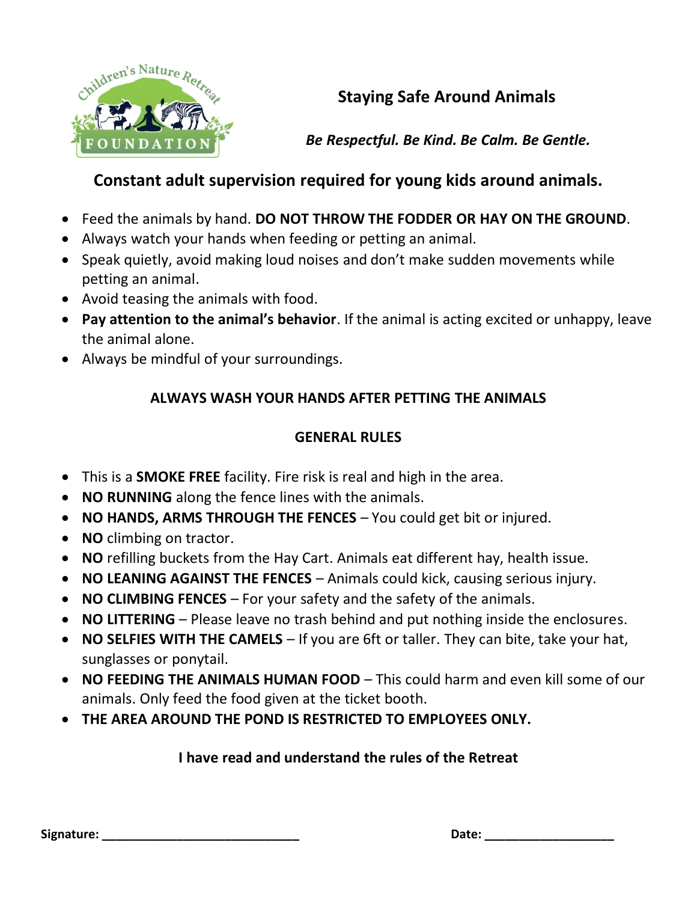Children's Nature Retreat FOUNDATION

# Staying Safe Around Animals

*Be Respectful. Be Kind. Be Calm. Be Gentle.*

## Constant adult supervision required for young kids around animals.

- Feed the animals by hand. **DO NOT THROW THE FODDER OR HAY ON THE GROUND**.
- Always watch your hands when feeding or petting an animal.
- Speak quietly, avoid making loud noises and don't make sudden movements while petting an animal.
- Avoid teasing the animals with food.
- **Pay attention to the animal's behavior**. If the animal is acting excited or unhappy, leave the animal alone.
- Always be mindful of your surroundings.

**ALWAYS WASH YOUR HANDS AFTER PETTING THE ANIMALS**

## GENERAL RULES

- This is a **SMOKE FREE** facility. Fire risk is real and high in the area.
- **NO RUNNING** along the fence lines with the animals.
- **NO HANDS, ARMS THROUGH THE FENCES** – You could get bit or injured.
- **NO** climbing on tractor.
- **NO** refilling buckets from the Hay Cart. Animals eat different hay, health issue.
- **NO LEANING AGAINST THE FENCES** – Animals could kick, causing serious injury.
- **NO CLIMBING FENCES** – For your safety and the safety of the animals.
- **NO LITTERING** – Please leave no trash behind and put nothing inside the enclosures.
- **NO SELFIES WITH THE CAMELS** – If you are 6ft or taller. They can bite, take your hat, sunglasses or ponytail.
- **NO FEEDING THE ANIMALS HUMAN FOOD** – This could harm and even kill some of our animals. Only feed the food given at the ticket booth.
- **THE AREA AROUND THE POND IS RESTRICTED TO EMPLOYEES ONLY.**

**I have read and understand the rules of the Retreat**

**Signature:** ______________________________ **Date:** ____________________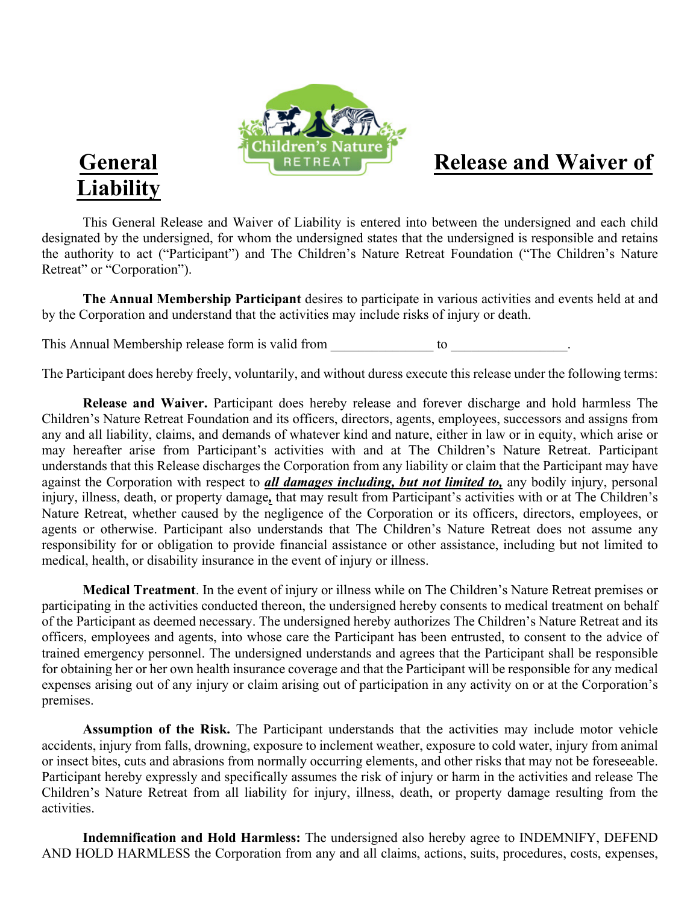# General Liability Release and Waiver of Liability

This General Release and Waiver of Liability is entered into between the undersigned and each child designated by the undersigned, for whom the undersigned states that the undersigned is responsible and retains the authority to act ("Participant") and The Children's Nature Retreat Foundation ("The Children's Nature Retreat" or "Corporation").

**The Annual Membership Participant** desires to participate in various activities and events held at and by the Corporation and understand that the activities may include risks of injury or death.

This Annual Membership release form is valid from _______________ to _________________.

The Participant does hereby freely, voluntarily, and without duress execute this release under the following terms:

**Release and Waiver.** Participant does hereby release and forever discharge and hold harmless The Children's Nature Retreat Foundation and its officers, directors, agents, employees, successors and assigns from any and all liability, claims, and demands of whatever kind and nature, either in law or in equity, which arise or may hereafter arise from Participant's activities with and at The Children's Nature Retreat. Participant understands that this Release discharges the Corporation from any liability or claim that the Participant may have against the Corporation with respect to ***all damages including, but not limited to,*** any bodily injury, personal injury, illness, death, or property damage**,** that may result from Participant's activities with or at The Children's Nature Retreat, whether caused by the negligence of the Corporation or its officers, directors, employees, or agents or otherwise. Participant also understands that The Children's Nature Retreat does not assume any responsibility for or obligation to provide financial assistance or other assistance, including but not limited to medical, health, or disability insurance in the event of injury or illness.

**Medical Treatment**. In the event of injury or illness while on The Children's Nature Retreat premises or participating in the activities conducted thereon, the undersigned hereby consents to medical treatment on behalf of the Participant as deemed necessary. The undersigned hereby authorizes The Children's Nature Retreat and its officers, employees and agents, into whose care the Participant has been entrusted, to consent to the advice of trained emergency personnel. The undersigned understands and agrees that the Participant shall be responsible for obtaining her or her own health insurance coverage and that the Participant will be responsible for any medical expenses arising out of any injury or claim arising out of participation in any activity on or at the Corporation's premises.

**Assumption of the Risk.** The Participant understands that the activities may include motor vehicle accidents, injury from falls, drowning, exposure to inclement weather, exposure to cold water, injury from animal or insect bites, cuts and abrasions from normally occurring elements, and other risks that may not be foreseeable. Participant hereby expressly and specifically assumes the risk of injury or harm in the activities and release The Children's Nature Retreat from all liability for injury, illness, death, or property damage resulting from the activities.

**Indemnification and Hold Harmless:** The undersigned also hereby agree to INDEMNIFY, DEFEND AND HOLD HARMLESS the Corporation from any and all claims, actions, suits, procedures, costs, expenses,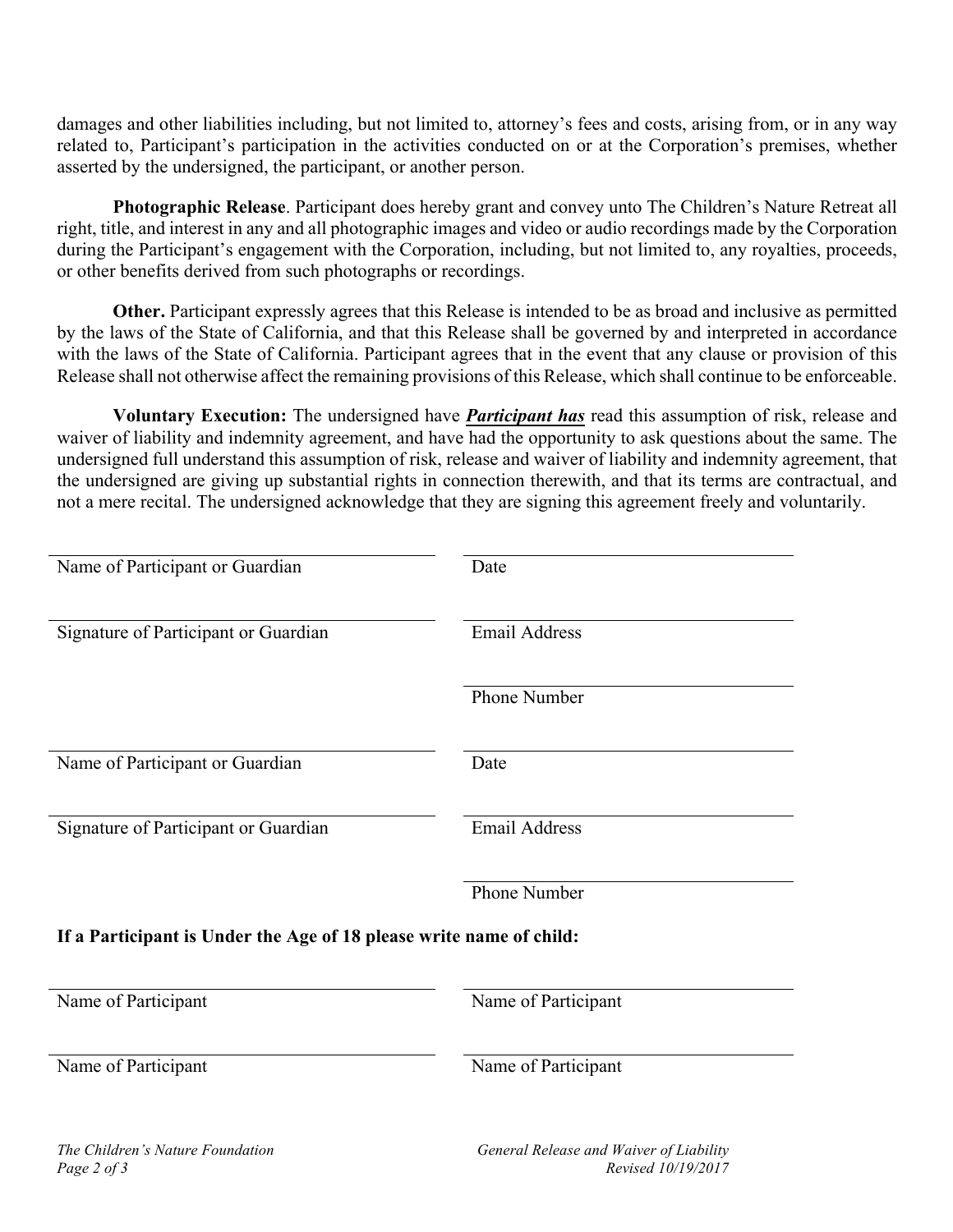damages and other liabilities including, but not limited to, attorney's fees and costs, arising from, or in any way related to, Participant's participation in the activities conducted on or at the Corporation's premises, whether asserted by the undersigned, the participant, or another person.

**Photographic Release**. Participant does hereby grant and convey unto The Children's Nature Retreat all right, title, and interest in any and all photographic images and video or audio recordings made by the Corporation during the Participant's engagement with the Corporation, including, but not limited to, any royalties, proceeds, or other benefits derived from such photographs or recordings.

**Other.** Participant expressly agrees that this Release is intended to be as broad and inclusive as permitted by the laws of the State of California, and that this Release shall be governed by and interpreted in accordance with the laws of the State of California. Participant agrees that in the event that any clause or provision of this Release shall not otherwise affect the remaining provisions of this Release, which shall continue to be enforceable.

**Voluntary Execution:** The undersigned have ***Participant has*** read this assumption of risk, release and waiver of liability and indemnity agreement, and have had the opportunity to ask questions about the same. The undersigned full understand this assumption of risk, release and waiver of liability and indemnity agreement, that the undersigned are giving up substantial rights in connection therewith, and that its terms are contractual, and not a mere recital. The undersigned acknowledge that they are signing this agreement freely and voluntarily.

| | |
|---|---|
| Name of Participant or Guardian | Date |
| Signature of Participant or Guardian | Email Address |
| | Phone Number |
| Name of Participant or Guardian | Date |
| Signature of Participant or Guardian | Email Address |
| | Phone Number |

**If a Participant is Under the Age of 18 please write name of child:**

| | |
|---|---|
| Name of Participant | Name of Participant |
| Name of Participant | Name of Participant |